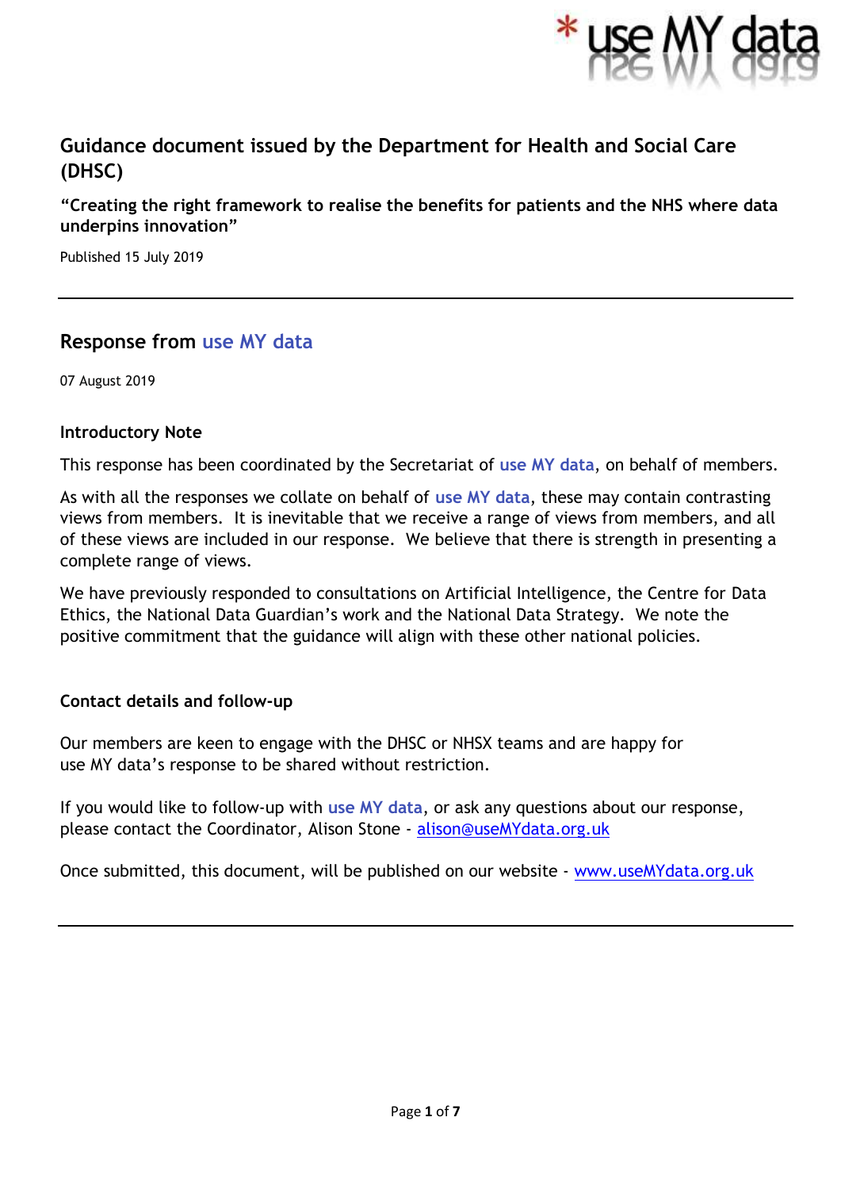## Guidance document issued by the Department for Health and Social Care (DHSC)

**"Creating the right framework to realise the benefits for patients and the NHS where data underpins innovation"**

Published 15 July 2019

---

## Response from use MY data

07 August 2019

### Introductory Note

This response has been coordinated by the Secretariat of **use MY data**, on behalf of members.

As with all the responses we collate on behalf of **use MY data**, these may contain contrasting views from members. It is inevitable that we receive a range of views from members, and all of these views are included in our response. We believe that there is strength in presenting a complete range of views.

We have previously responded to consultations on Artificial Intelligence, the Centre for Data Ethics, the National Data Guardian's work and the National Data Strategy. We note the positive commitment that the guidance will align with these other national policies.

### Contact details and follow-up

Our members are keen to engage with the DHSC or NHSX teams and are happy for use MY data's response to be shared without restriction.

If you would like to follow-up with **use MY data**, or ask any questions about our response, please contact the Coordinator, Alison Stone - alison@useMYdata.org.uk

Once submitted, this document, will be published on our website - www.useMYdata.org.uk

---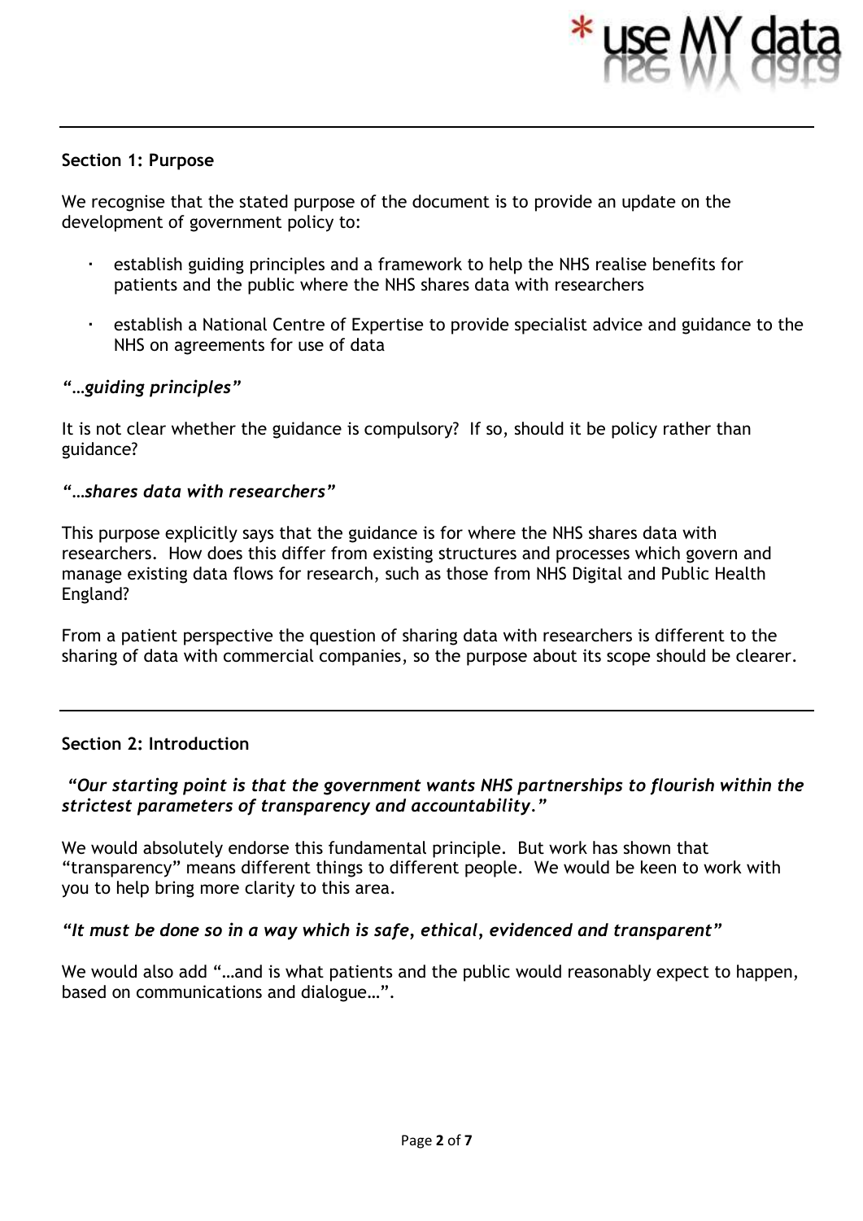## Section 1: Purpose

We recognise that the stated purpose of the document is to provide an update on the development of government policy to:

- establish guiding principles and a framework to help the NHS realise benefits for patients and the public where the NHS shares data with researchers
- establish a National Centre of Expertise to provide specialist advice and guidance to the NHS on agreements for use of data

### *"…guiding principles"*

It is not clear whether the guidance is compulsory? If so, should it be policy rather than guidance?

### *"…shares data with researchers"*

This purpose explicitly says that the guidance is for where the NHS shares data with researchers. How does this differ from existing structures and processes which govern and manage existing data flows for research, such as those from NHS Digital and Public Health England?

From a patient perspective the question of sharing data with researchers is different to the sharing of data with commercial companies, so the purpose about its scope should be clearer.

---

## Section 2: Introduction

***"Our starting point is that the government wants NHS partnerships to flourish within the strictest parameters of transparency and accountability."***

We would absolutely endorse this fundamental principle. But work has shown that "transparency" means different things to different people. We would be keen to work with you to help bring more clarity to this area.

***"It must be done so in a way which is safe, ethical, evidenced and transparent"***

We would also add "…and is what patients and the public would reasonably expect to happen, based on communications and dialogue…".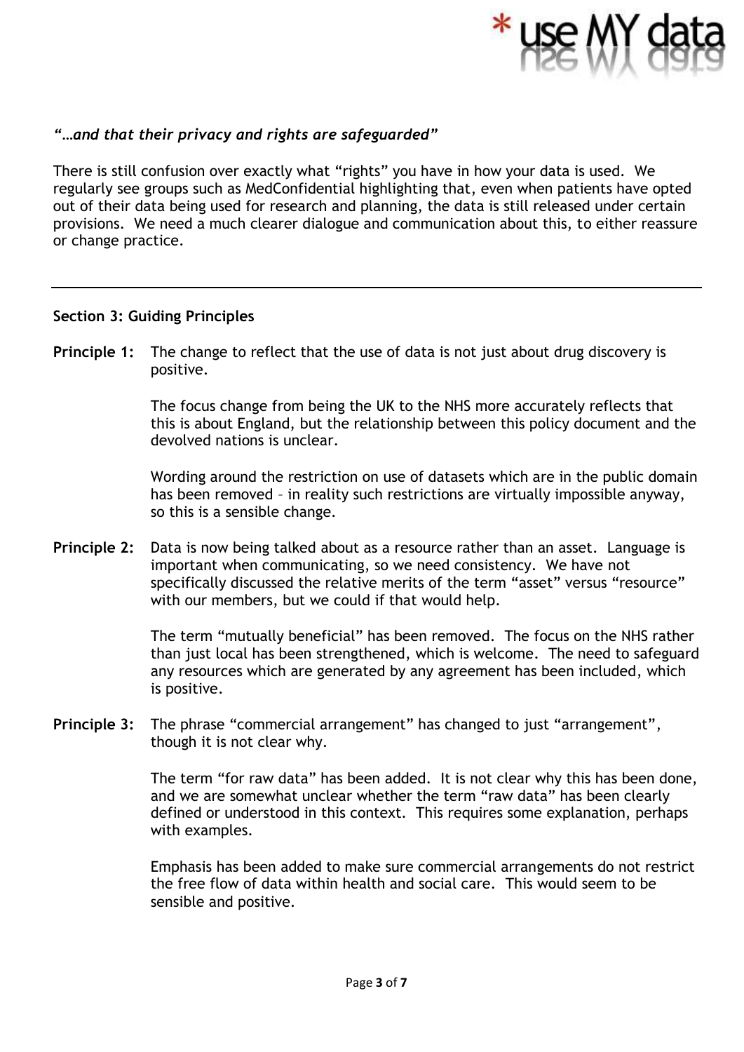*"…and that their privacy and rights are safeguarded"*

There is still confusion over exactly what "rights" you have in how your data is used. We regularly see groups such as MedConfidential highlighting that, even when patients have opted out of their data being used for research and planning, the data is still released under certain provisions. We need a much clearer dialogue and communication about this, to either reassure or change practice.

---

**Section 3: Guiding Principles**

**Principle 1:** The change to reflect that the use of data is not just about drug discovery is positive.

The focus change from being the UK to the NHS more accurately reflects that this is about England, but the relationship between this policy document and the devolved nations is unclear.

Wording around the restriction on use of datasets which are in the public domain has been removed – in reality such restrictions are virtually impossible anyway, so this is a sensible change.

**Principle 2:** Data is now being talked about as a resource rather than an asset. Language is important when communicating, so we need consistency. We have not specifically discussed the relative merits of the term "asset" versus "resource" with our members, but we could if that would help.

The term "mutually beneficial" has been removed. The focus on the NHS rather than just local has been strengthened, which is welcome. The need to safeguard any resources which are generated by any agreement has been included, which is positive.

**Principle 3:** The phrase "commercial arrangement" has changed to just "arrangement", though it is not clear why.

The term "for raw data" has been added. It is not clear why this has been done, and we are somewhat unclear whether the term "raw data" has been clearly defined or understood in this context. This requires some explanation, perhaps with examples.

Emphasis has been added to make sure commercial arrangements do not restrict the free flow of data within health and social care. This would seem to be sensible and positive.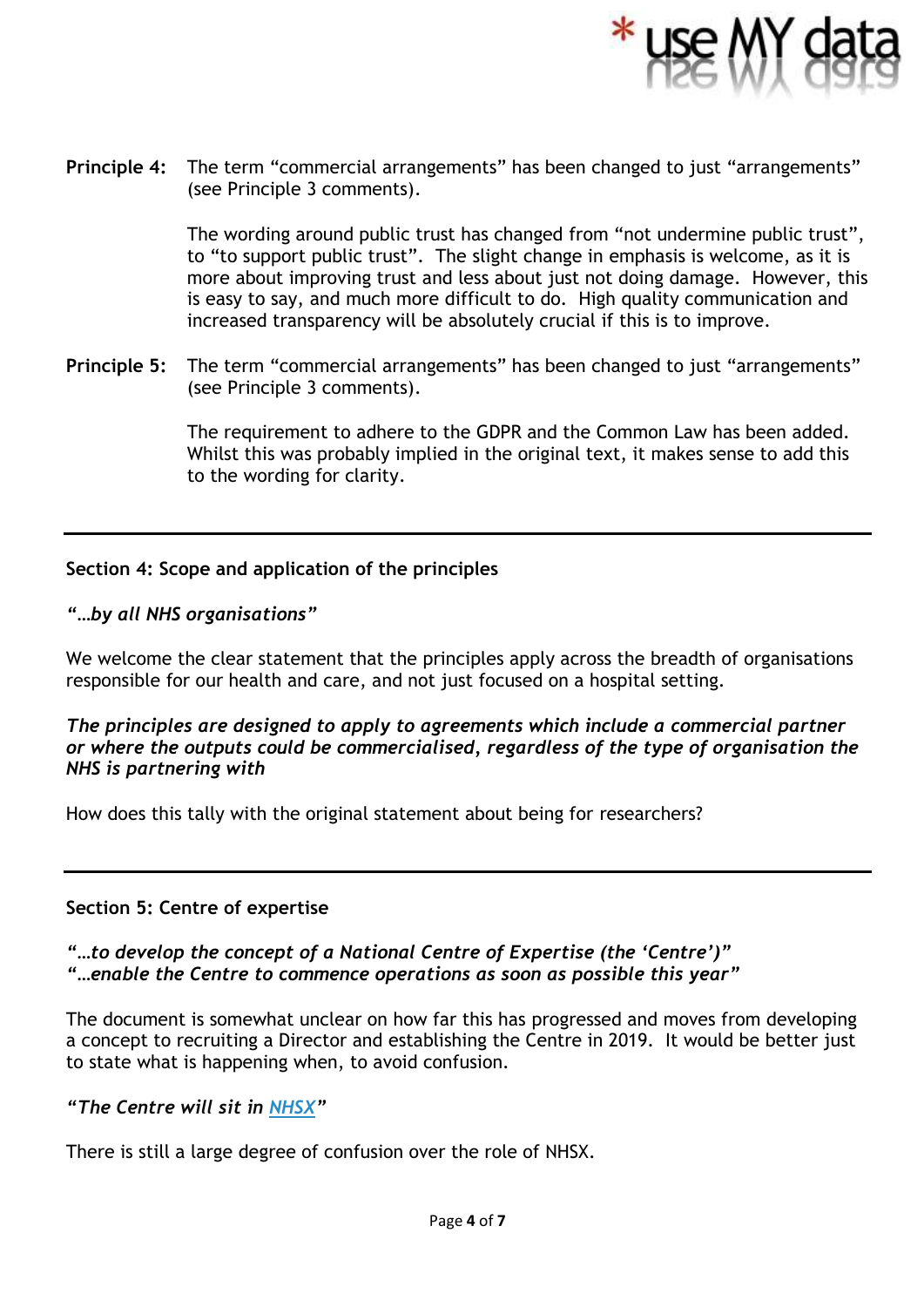**Principle 4:** The term "commercial arrangements" has been changed to just "arrangements" (see Principle 3 comments).

The wording around public trust has changed from "not undermine public trust", to "to support public trust". The slight change in emphasis is welcome, as it is more about improving trust and less about just not doing damage. However, this is easy to say, and much more difficult to do. High quality communication and increased transparency will be absolutely crucial if this is to improve.

**Principle 5:** The term "commercial arrangements" has been changed to just "arrangements" (see Principle 3 comments).

The requirement to adhere to the GDPR and the Common Law has been added. Whilst this was probably implied in the original text, it makes sense to add this to the wording for clarity.

---

## Section 4: Scope and application of the principles

***"…by all NHS organisations"***

We welcome the clear statement that the principles apply across the breadth of organisations responsible for our health and care, and not just focused on a hospital setting.

***The principles are designed to apply to agreements which include a commercial partner or where the outputs could be commercialised, regardless of the type of organisation the NHS is partnering with***

How does this tally with the original statement about being for researchers?

---

## Section 5: Centre of expertise

***"…to develop the concept of a National Centre of Expertise (the 'Centre')"***
***"…enable the Centre to commence operations as soon as possible this year"***

The document is somewhat unclear on how far this has progressed and moves from developing a concept to recruiting a Director and establishing the Centre in 2019. It would be better just to state what is happening when, to avoid confusion.

***"The Centre will sit in NHSX"***

There is still a large degree of confusion over the role of NHSX.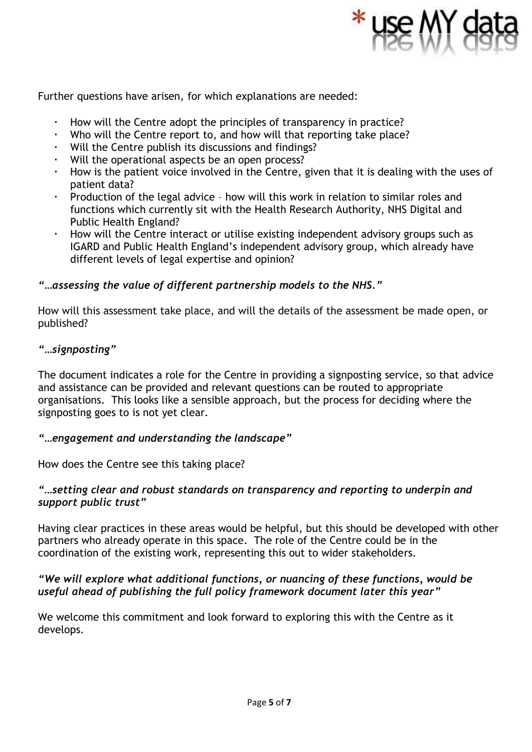Further questions have arisen, for which explanations are needed:

- How will the Centre adopt the principles of transparency in practice?
- Who will the Centre report to, and how will that reporting take place?
- Will the Centre publish its discussions and findings?
- Will the operational aspects be an open process?
- How is the patient voice involved in the Centre, given that it is dealing with the uses of patient data?
- Production of the legal advice – how will this work in relation to similar roles and functions which currently sit with the Health Research Authority, NHS Digital and Public Health England?
- How will the Centre interact or utilise existing independent advisory groups such as IGARD and Public Health England's independent advisory group, which already have different levels of legal expertise and opinion?

***"…assessing the value of different partnership models to the NHS."***

How will this assessment take place, and will the details of the assessment be made open, or published?

***"…signposting"***

The document indicates a role for the Centre in providing a signposting service, so that advice and assistance can be provided and relevant questions can be routed to appropriate organisations. This looks like a sensible approach, but the process for deciding where the signposting goes to is not yet clear.

***"…engagement and understanding the landscape"***

How does the Centre see this taking place?

***"…setting clear and robust standards on transparency and reporting to underpin and support public trust"***

Having clear practices in these areas would be helpful, but this should be developed with other partners who already operate in this space. The role of the Centre could be in the coordination of the existing work, representing this out to wider stakeholders.

***"We will explore what additional functions, or nuancing of these functions, would be useful ahead of publishing the full policy framework document later this year"***

We welcome this commitment and look forward to exploring this with the Centre as it develops.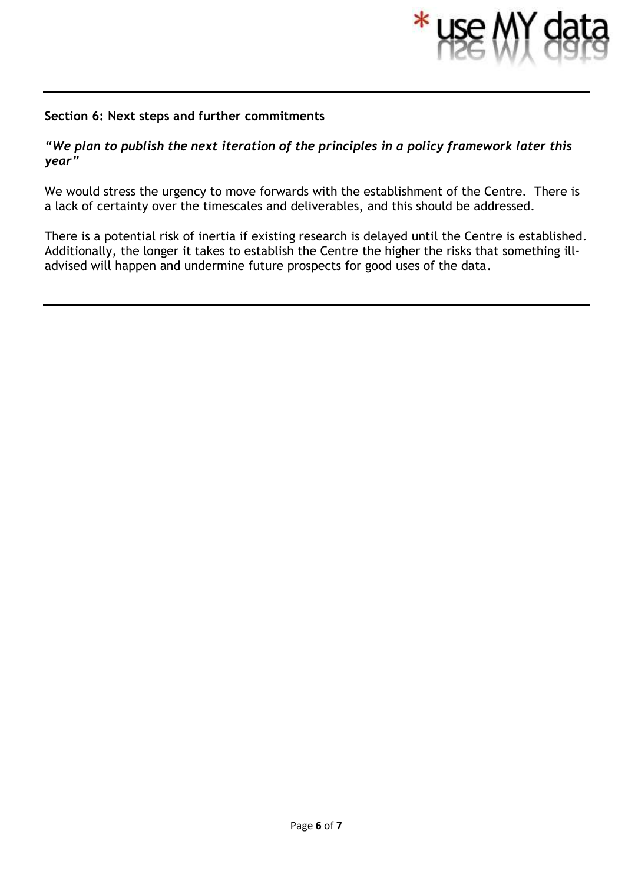**Section 6: Next steps and further commitments**

***"We plan to publish the next iteration of the principles in a policy framework later this year"***

We would stress the urgency to move forwards with the establishment of the Centre. There is a lack of certainty over the timescales and deliverables, and this should be addressed.

There is a potential risk of inertia if existing research is delayed until the Centre is established. Additionally, the longer it takes to establish the Centre the higher the risks that something ill-advised will happen and undermine future prospects for good uses of the data.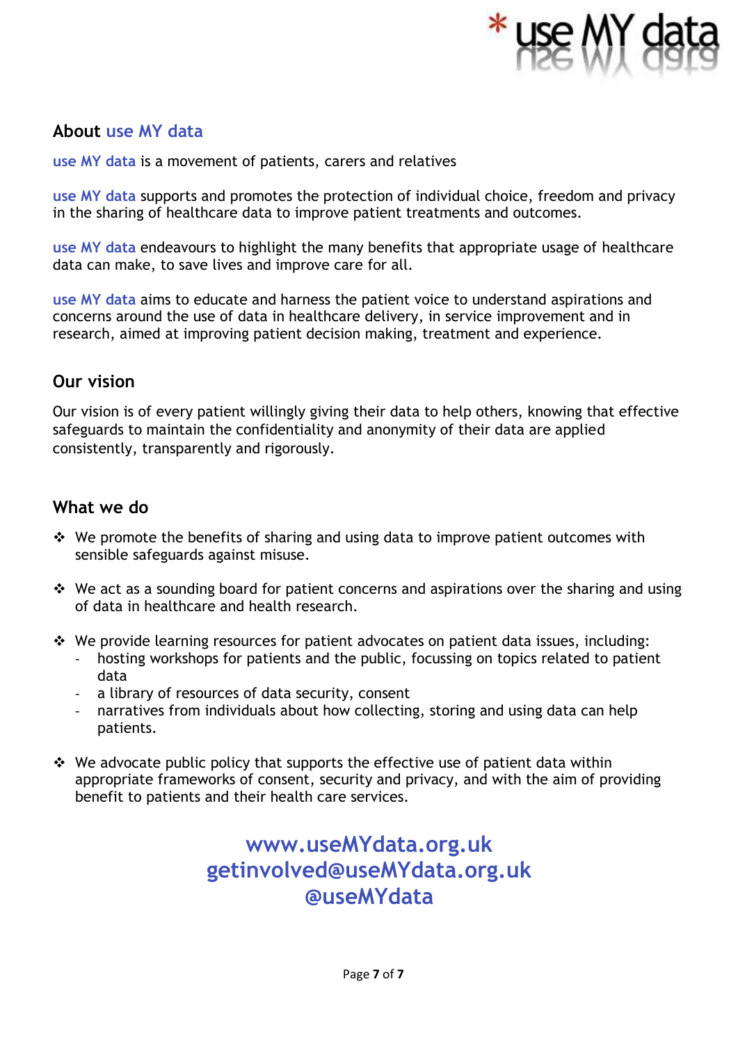## About use MY data

use MY data is a movement of patients, carers and relatives

use MY data supports and promotes the protection of individual choice, freedom and privacy in the sharing of healthcare data to improve patient treatments and outcomes.

use MY data endeavours to highlight the many benefits that appropriate usage of healthcare data can make, to save lives and improve care for all.

use MY data aims to educate and harness the patient voice to understand aspirations and concerns around the use of data in healthcare delivery, in service improvement and in research, aimed at improving patient decision making, treatment and experience.

## Our vision

Our vision is of every patient willingly giving their data to help others, knowing that effective safeguards to maintain the confidentiality and anonymity of their data are applied consistently, transparently and rigorously.

## What we do

- We promote the benefits of sharing and using data to improve patient outcomes with sensible safeguards against misuse.
- We act as a sounding board for patient concerns and aspirations over the sharing and using of data in healthcare and health research.
- We provide learning resources for patient advocates on patient data issues, including:
  - hosting workshops for patients and the public, focussing on topics related to patient data
  - a library of resources of data security, consent
  - narratives from individuals about how collecting, storing and using data can help patients.
- We advocate public policy that supports the effective use of patient data within appropriate frameworks of consent, security and privacy, and with the aim of providing benefit to patients and their health care services.

**www.useMYdata.org.uk**
**getinvolved@useMYdata.org.uk**
**@useMYdata**